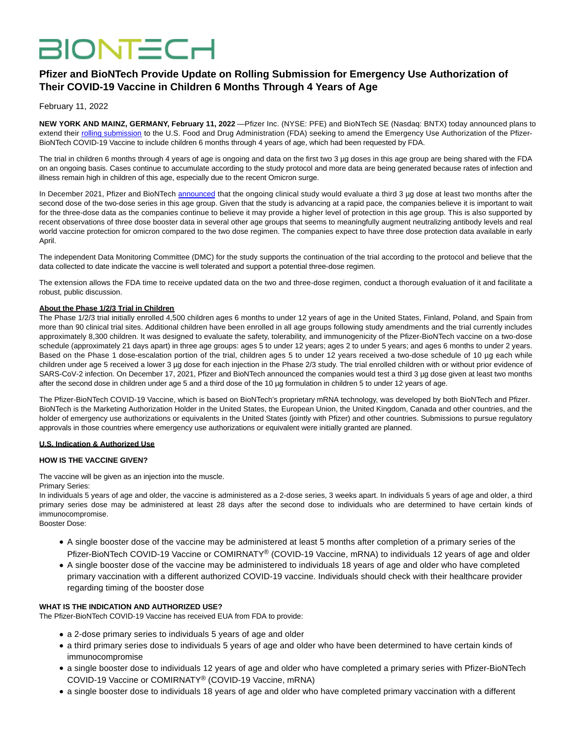# BIONTECH

## Pfizer and BioNTech Provide Update on Rolling Submission for Emergency Use Authorization of Their COVID-19 Vaccine in Children 6 Months Through 4 Years of Age

February 11, 2022

**NEW YORK AND MAINZ, GERMANY, February 11, 2022** —Pfizer Inc. (NYSE: PFE) and BioNTech SE (Nasdaq: BNTX) today announced plans to extend their rolling submission to the U.S. Food and Drug Administration (FDA) seeking to amend the Emergency Use Authorization of the Pfizer-BioNTech COVID-19 Vaccine to include children 6 months through 4 years of age, which had been requested by FDA.

The trial in children 6 months through 4 years of age is ongoing and data on the first two 3 µg doses in this age group are being shared with the FDA on an ongoing basis. Cases continue to accumulate according to the study protocol and more data are being generated because rates of infection and illness remain high in children of this age, especially due to the recent Omicron surge.

In December 2021, Pfizer and BioNTech announced that the ongoing clinical study would evaluate a third 3 µg dose at least two months after the second dose of the two-dose series in this age group. Given that the study is advancing at a rapid pace, the companies believe it is important to wait for the three-dose data as the companies continue to believe it may provide a higher level of protection in this age group. This is also supported by recent observations of three dose booster data in several other age groups that seems to meaningfully augment neutralizing antibody levels and real world vaccine protection for omicron compared to the two dose regimen. The companies expect to have three dose protection data available in early April.

The independent Data Monitoring Committee (DMC) for the study supports the continuation of the trial according to the protocol and believe that the data collected to date indicate the vaccine is well tolerated and support a potential three-dose regimen.

The extension allows the FDA time to receive updated data on the two and three-dose regimen, conduct a thorough evaluation of it and facilitate a robust, public discussion.

**About the Phase 1/2/3 Trial in Children**

The Phase 1/2/3 trial initially enrolled 4,500 children ages 6 months to under 12 years of age in the United States, Finland, Poland, and Spain from more than 90 clinical trial sites. Additional children have been enrolled in all age groups following study amendments and the trial currently includes approximately 8,300 children. It was designed to evaluate the safety, tolerability, and immunogenicity of the Pfizer-BioNTech vaccine on a two-dose schedule (approximately 21 days apart) in three age groups: ages 5 to under 12 years; ages 2 to under 5 years; and ages 6 months to under 2 years. Based on the Phase 1 dose-escalation portion of the trial, children ages 5 to under 12 years received a two-dose schedule of 10 µg each while children under age 5 received a lower 3 µg dose for each injection in the Phase 2/3 study. The trial enrolled children with or without prior evidence of SARS-CoV-2 infection. On December 17, 2021, Pfizer and BioNTech announced the companies would test a third 3 µg dose given at least two months after the second dose in children under age 5 and a third dose of the 10 µg formulation in children 5 to under 12 years of age.

The Pfizer-BioNTech COVID-19 Vaccine, which is based on BioNTech's proprietary mRNA technology, was developed by both BioNTech and Pfizer. BioNTech is the Marketing Authorization Holder in the United States, the European Union, the United Kingdom, Canada and other countries, and the holder of emergency use authorizations or equivalents in the United States (jointly with Pfizer) and other countries. Submissions to pursue regulatory approvals in those countries where emergency use authorizations or equivalent were initially granted are planned.

**U.S. Indication & Authorized Use**

**HOW IS THE VACCINE GIVEN?**

The vaccine will be given as an injection into the muscle.
Primary Series:
In individuals 5 years of age and older, the vaccine is administered as a 2-dose series, 3 weeks apart. In individuals 5 years of age and older, a third primary series dose may be administered at least 28 days after the second dose to individuals who are determined to have certain kinds of immunocompromise.
Booster Dose:

- A single booster dose of the vaccine may be administered at least 5 months after completion of a primary series of the Pfizer-BioNTech COVID-19 Vaccine or COMIRNATY® (COVID-19 Vaccine, mRNA) to individuals 12 years of age and older
- A single booster dose of the vaccine may be administered to individuals 18 years of age and older who have completed primary vaccination with a different authorized COVID-19 vaccine. Individuals should check with their healthcare provider regarding timing of the booster dose

**WHAT IS THE INDICATION AND AUTHORIZED USE?**

The Pfizer-BioNTech COVID-19 Vaccine has received EUA from FDA to provide:

- a 2-dose primary series to individuals 5 years of age and older
- a third primary series dose to individuals 5 years of age and older who have been determined to have certain kinds of immunocompromise
- a single booster dose to individuals 12 years of age and older who have completed a primary series with Pfizer-BioNTech COVID-19 Vaccine or COMIRNATY® (COVID-19 Vaccine, mRNA)
- a single booster dose to individuals 18 years of age and older who have completed primary vaccination with a different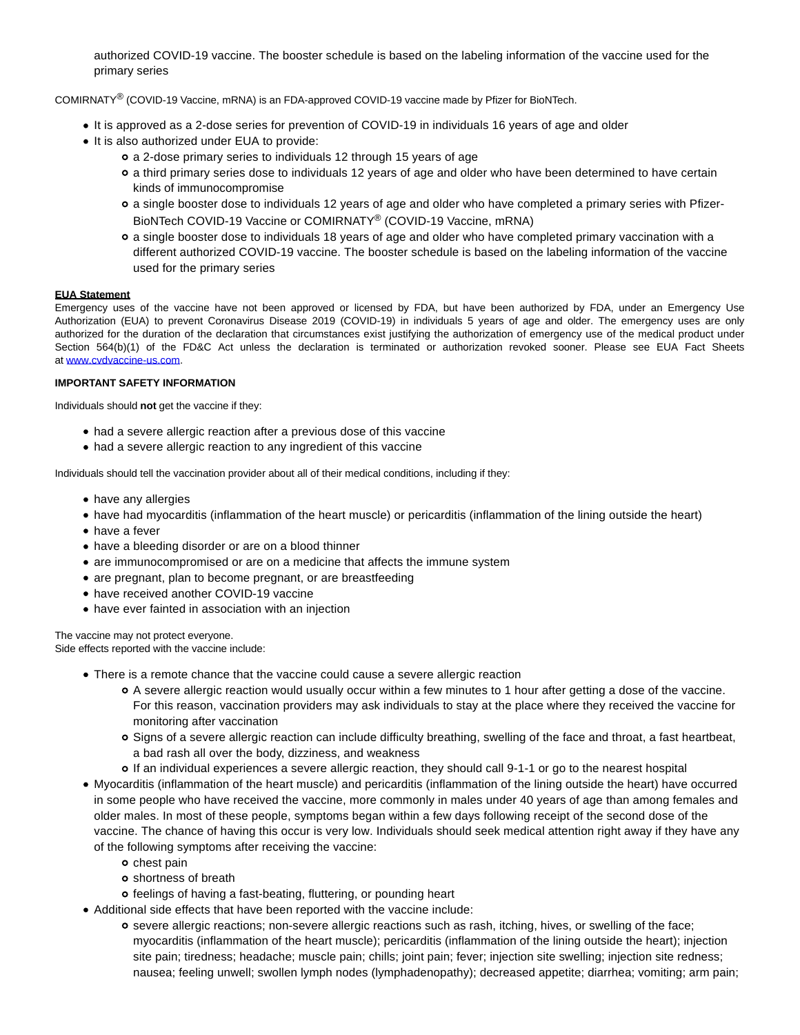authorized COVID-19 vaccine. The booster schedule is based on the labeling information of the vaccine used for the primary series

COMIRNATY® (COVID-19 Vaccine, mRNA) is an FDA-approved COVID-19 vaccine made by Pfizer for BioNTech.

- It is approved as a 2-dose series for prevention of COVID-19 in individuals 16 years of age and older
- It is also authorized under EUA to provide:
  - a 2-dose primary series to individuals 12 through 15 years of age
  - a third primary series dose to individuals 12 years of age and older who have been determined to have certain kinds of immunocompromise
  - a single booster dose to individuals 12 years of age and older who have completed a primary series with Pfizer-BioNTech COVID-19 Vaccine or COMIRNATY® (COVID-19 Vaccine, mRNA)
  - a single booster dose to individuals 18 years of age and older who have completed primary vaccination with a different authorized COVID-19 vaccine. The booster schedule is based on the labeling information of the vaccine used for the primary series

**EUA Statement**

Emergency uses of the vaccine have not been approved or licensed by FDA, but have been authorized by FDA, under an Emergency Use Authorization (EUA) to prevent Coronavirus Disease 2019 (COVID-19) in individuals 5 years of age and older. The emergency uses are only authorized for the duration of the declaration that circumstances exist justifying the authorization of emergency use of the medical product under Section 564(b)(1) of the FD&C Act unless the declaration is terminated or authorization revoked sooner. Please see EUA Fact Sheets at [www.cvdvaccine-us.com](www.cvdvaccine-us.com).

**IMPORTANT SAFETY INFORMATION**

Individuals should **not** get the vaccine if they:

- had a severe allergic reaction after a previous dose of this vaccine
- had a severe allergic reaction to any ingredient of this vaccine

Individuals should tell the vaccination provider about all of their medical conditions, including if they:

- have any allergies
- have had myocarditis (inflammation of the heart muscle) or pericarditis (inflammation of the lining outside the heart)
- have a fever
- have a bleeding disorder or are on a blood thinner
- are immunocompromised or are on a medicine that affects the immune system
- are pregnant, plan to become pregnant, or are breastfeeding
- have received another COVID-19 vaccine
- have ever fainted in association with an injection

The vaccine may not protect everyone.
Side effects reported with the vaccine include:

- There is a remote chance that the vaccine could cause a severe allergic reaction
  - A severe allergic reaction would usually occur within a few minutes to 1 hour after getting a dose of the vaccine. For this reason, vaccination providers may ask individuals to stay at the place where they received the vaccine for monitoring after vaccination
  - Signs of a severe allergic reaction can include difficulty breathing, swelling of the face and throat, a fast heartbeat, a bad rash all over the body, dizziness, and weakness
  - If an individual experiences a severe allergic reaction, they should call 9-1-1 or go to the nearest hospital
- Myocarditis (inflammation of the heart muscle) and pericarditis (inflammation of the lining outside the heart) have occurred in some people who have received the vaccine, more commonly in males under 40 years of age than among females and older males. In most of these people, symptoms began within a few days following receipt of the second dose of the vaccine. The chance of having this occur is very low. Individuals should seek medical attention right away if they have any of the following symptoms after receiving the vaccine:
  - chest pain
  - shortness of breath
  - feelings of having a fast-beating, fluttering, or pounding heart
- Additional side effects that have been reported with the vaccine include:
  - severe allergic reactions; non-severe allergic reactions such as rash, itching, hives, or swelling of the face; myocarditis (inflammation of the heart muscle); pericarditis (inflammation of the lining outside the heart); injection site pain; tiredness; headache; muscle pain; chills; joint pain; fever; injection site swelling; injection site redness; nausea; feeling unwell; swollen lymph nodes (lymphadenopathy); decreased appetite; diarrhea; vomiting; arm pain;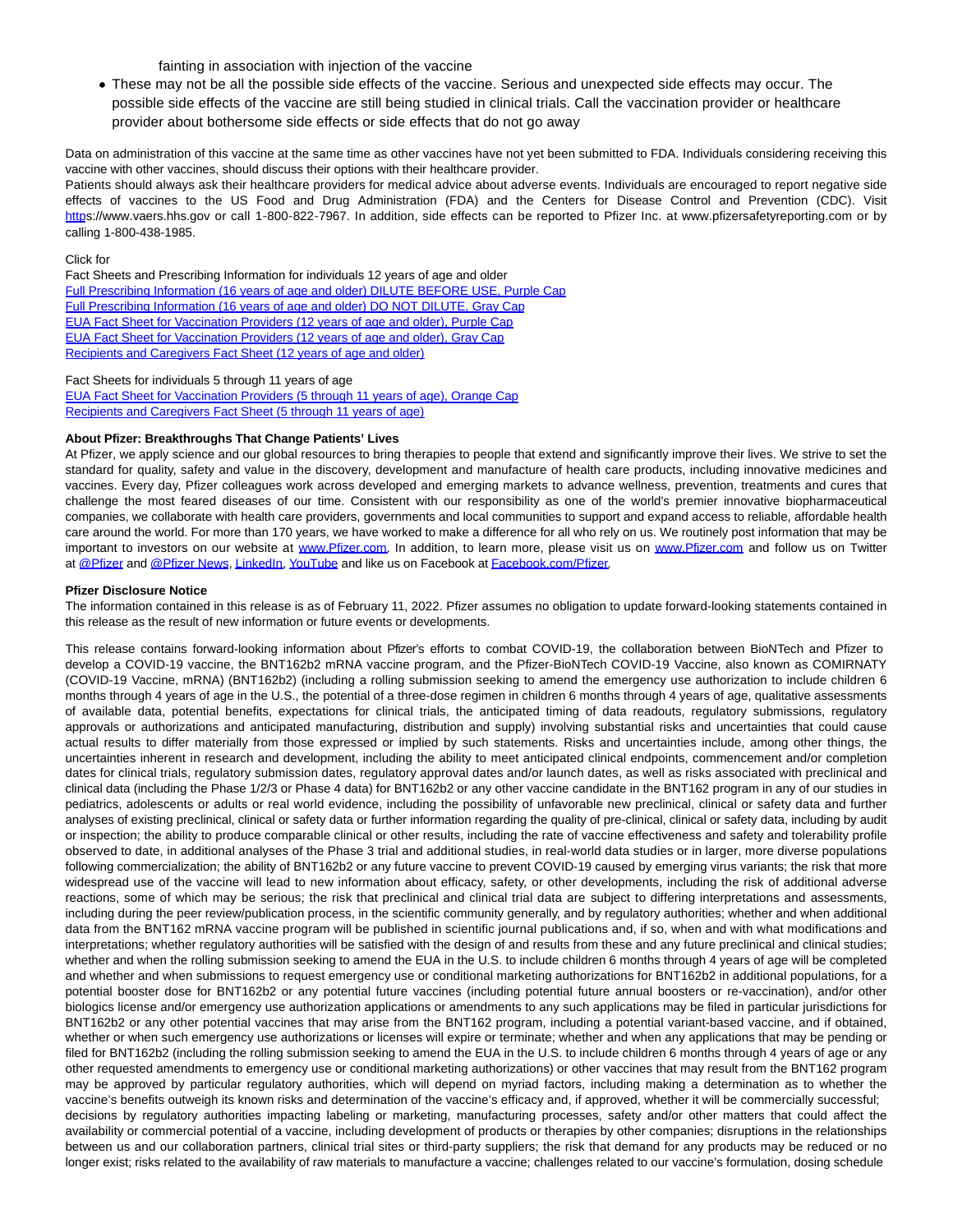fainting in association with injection of the vaccine

- These may not be all the possible side effects of the vaccine. Serious and unexpected side effects may occur. The possible side effects of the vaccine are still being studied in clinical trials. Call the vaccination provider or healthcare provider about bothersome side effects or side effects that do not go away

Data on administration of this vaccine at the same time as other vaccines have not yet been submitted to FDA. Individuals considering receiving this vaccine with other vaccines, should discuss their options with their healthcare provider.

Patients should always ask their healthcare providers for medical advice about adverse events. Individuals are encouraged to report negative side effects of vaccines to the US Food and Drug Administration (FDA) and the Centers for Disease Control and Prevention (CDC). Visit https://www.vaers.hhs.gov or call 1-800-822-7967. In addition, side effects can be reported to Pfizer Inc. at www.pfizersafetyreporting.com or by calling 1-800-438-1985.

Click for

Fact Sheets and Prescribing Information for individuals 12 years of age and older
[Full Prescribing Information (16 years of age and older) DILUTE BEFORE USE, Purple Cap]
[Full Prescribing Information (16 years of age and older) DO NOT DILUTE, Gray Cap]
[EUA Fact Sheet for Vaccination Providers (12 years of age and older), Purple Cap]
[EUA Fact Sheet for Vaccination Providers (12 years of age and older), Gray Cap]
[Recipients and Caregivers Fact Sheet (12 years of age and older)]

Fact Sheets for individuals 5 through 11 years of age
[EUA Fact Sheet for Vaccination Providers (5 through 11 years of age), Orange Cap]
[Recipients and Caregivers Fact Sheet (5 through 11 years of age)]

**About Pfizer: Breakthroughs That Change Patients' Lives**

At Pfizer, we apply science and our global resources to bring therapies to people that extend and significantly improve their lives. We strive to set the standard for quality, safety and value in the discovery, development and manufacture of health care products, including innovative medicines and vaccines. Every day, Pfizer colleagues work across developed and emerging markets to advance wellness, prevention, treatments and cures that challenge the most feared diseases of our time. Consistent with our responsibility as one of the world's premier innovative biopharmaceutical companies, we collaborate with health care providers, governments and local communities to support and expand access to reliable, affordable health care around the world. For more than 170 years, we have worked to make a difference for all who rely on us. We routinely post information that may be important to investors on our website at www.Pfizer.com. In addition, to learn more, please visit us on www.Pfizer.com and follow us on Twitter at @Pfizer and @Pfizer News, LinkedIn, YouTube and like us on Facebook at Facebook.com/Pfizer.

**Pfizer Disclosure Notice**

The information contained in this release is as of February 11, 2022. Pfizer assumes no obligation to update forward-looking statements contained in this release as the result of new information or future events or developments.

This release contains forward-looking information about Pfizer's efforts to combat COVID-19, the collaboration between BioNTech and Pfizer to develop a COVID-19 vaccine, the BNT162b2 mRNA vaccine program, and the Pfizer-BioNTech COVID-19 Vaccine, also known as COMIRNATY (COVID-19 Vaccine, mRNA) (BNT162b2) (including a rolling submission seeking to amend the emergency use authorization to include children 6 months through 4 years of age in the U.S., the potential of a three-dose regimen in children 6 months through 4 years of age, qualitative assessments of available data, potential benefits, expectations for clinical trials, the anticipated timing of data readouts, regulatory submissions, regulatory approvals or authorizations and anticipated manufacturing, distribution and supply) involving substantial risks and uncertainties that could cause actual results to differ materially from those expressed or implied by such statements. Risks and uncertainties include, among other things, the uncertainties inherent in research and development, including the ability to meet anticipated clinical endpoints, commencement and/or completion dates for clinical trials, regulatory submission dates, regulatory approval dates and/or launch dates, as well as risks associated with preclinical and clinical data (including the Phase 1/2/3 or Phase 4 data) for BNT162b2 or any other vaccine candidate in the BNT162 program in any of our studies in pediatrics, adolescents or adults or real world evidence, including the possibility of unfavorable new preclinical, clinical or safety data and further analyses of existing preclinical, clinical or safety data or further information regarding the quality of pre-clinical, clinical or safety data, including by audit or inspection; the ability to produce comparable clinical or other results, including the rate of vaccine effectiveness and safety and tolerability profile observed to date, in additional analyses of the Phase 3 trial and additional studies, in real-world data studies or in larger, more diverse populations following commercialization; the ability of BNT162b2 or any future vaccine to prevent COVID-19 caused by emerging virus variants; the risk that more widespread use of the vaccine will lead to new information about efficacy, safety, or other developments, including the risk of additional adverse reactions, some of which may be serious; the risk that preclinical and clinical trial data are subject to differing interpretations and assessments, including during the peer review/publication process, in the scientific community generally, and by regulatory authorities; whether and when additional data from the BNT162 mRNA vaccine program will be published in scientific journal publications and, if so, when and with what modifications and interpretations; whether regulatory authorities will be satisfied with the design of and results from these and any future preclinical and clinical studies; whether and when the rolling submission seeking to amend the EUA in the U.S. to include children 6 months through 4 years of age will be completed and whether and when submissions to request emergency use or conditional marketing authorizations for BNT162b2 in additional populations, for a potential booster dose for BNT162b2 or any potential future vaccines (including potential future annual boosters or re-vaccination), and/or other biologics license and/or emergency use authorization applications or amendments to any such applications may be filed in particular jurisdictions for BNT162b2 or any other potential vaccines that may arise from the BNT162 program, including a potential variant-based vaccine, and if obtained, whether or when such emergency use authorizations or licenses will expire or terminate; whether and when any applications that may be pending or filed for BNT162b2 (including the rolling submission seeking to amend the EUA in the U.S. to include children 6 months through 4 years of age or any other requested amendments to emergency use or conditional marketing authorizations) or other vaccines that may result from the BNT162 program may be approved by particular regulatory authorities, which will depend on myriad factors, including making a determination as to whether the vaccine's benefits outweigh its known risks and determination of the vaccine's efficacy and, if approved, whether it will be commercially successful; decisions by regulatory authorities impacting labeling or marketing, manufacturing processes, safety and/or other matters that could affect the availability or commercial potential of a vaccine, including development of products or therapies by other companies; disruptions in the relationships between us and our collaboration partners, clinical trial sites or third-party suppliers; the risk that demand for any products may be reduced or no longer exist; risks related to the availability of raw materials to manufacture a vaccine; challenges related to our vaccine's formulation, dosing schedule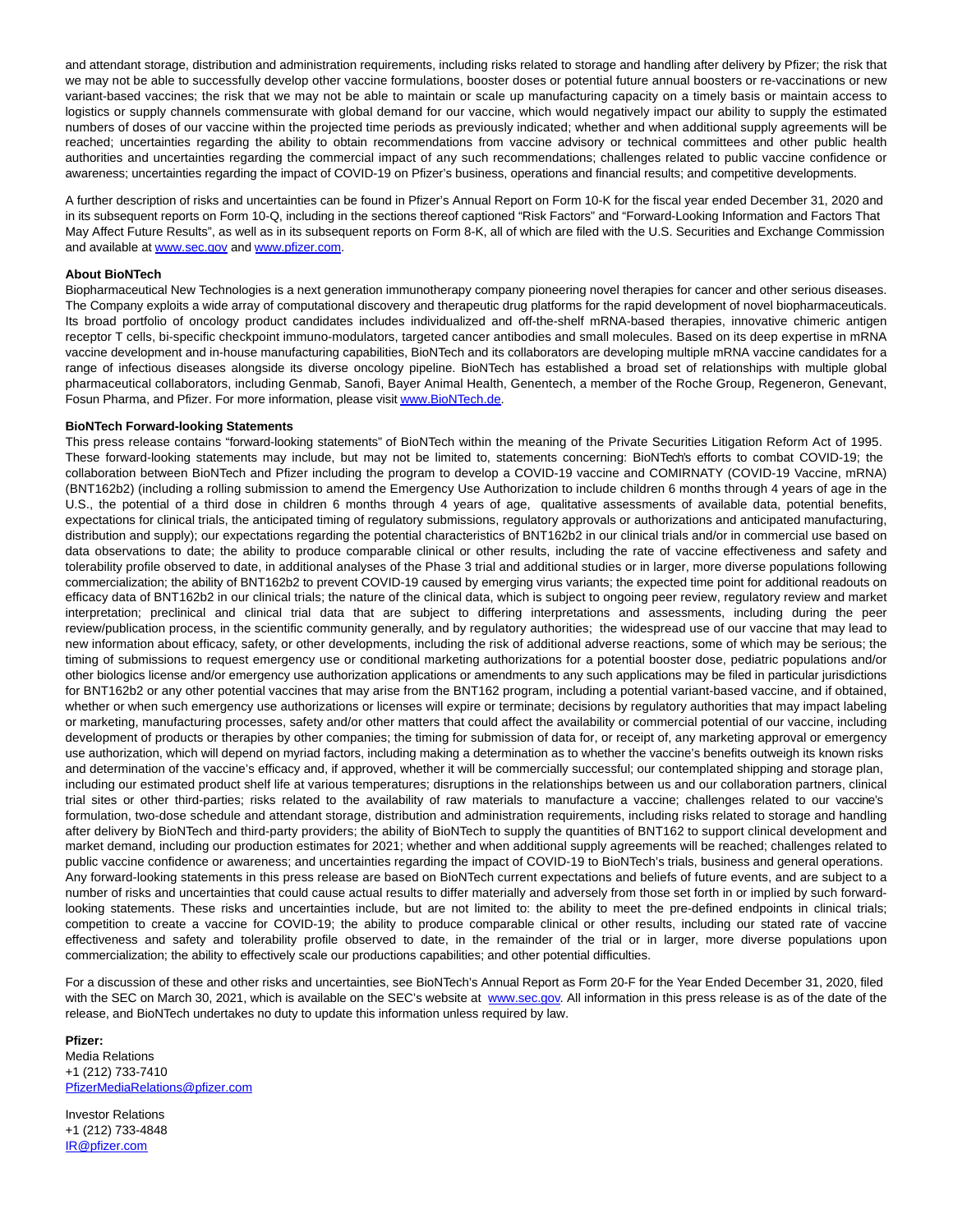and attendant storage, distribution and administration requirements, including risks related to storage and handling after delivery by Pfizer; the risk that we may not be able to successfully develop other vaccine formulations, booster doses or potential future annual boosters or re-vaccinations or new variant-based vaccines; the risk that we may not be able to maintain or scale up manufacturing capacity on a timely basis or maintain access to logistics or supply channels commensurate with global demand for our vaccine, which would negatively impact our ability to supply the estimated numbers of doses of our vaccine within the projected time periods as previously indicated; whether and when additional supply agreements will be reached; uncertainties regarding the ability to obtain recommendations from vaccine advisory or technical committees and other public health authorities and uncertainties regarding the commercial impact of any such recommendations; challenges related to public vaccine confidence or awareness; uncertainties regarding the impact of COVID-19 on Pfizer's business, operations and financial results; and competitive developments.

A further description of risks and uncertainties can be found in Pfizer's Annual Report on Form 10-K for the fiscal year ended December 31, 2020 and in its subsequent reports on Form 10-Q, including in the sections thereof captioned "Risk Factors" and "Forward-Looking Information and Factors That May Affect Future Results", as well as in its subsequent reports on Form 8-K, all of which are filed with the U.S. Securities and Exchange Commission and available at www.sec.gov and www.pfizer.com.

**About BioNTech**

Biopharmaceutical New Technologies is a next generation immunotherapy company pioneering novel therapies for cancer and other serious diseases. The Company exploits a wide array of computational discovery and therapeutic drug platforms for the rapid development of novel biopharmaceuticals. Its broad portfolio of oncology product candidates includes individualized and off-the-shelf mRNA-based therapies, innovative chimeric antigen receptor T cells, bi-specific checkpoint immuno-modulators, targeted cancer antibodies and small molecules. Based on its deep expertise in mRNA vaccine development and in-house manufacturing capabilities, BioNTech and its collaborators are developing multiple mRNA vaccine candidates for a range of infectious diseases alongside its diverse oncology pipeline. BioNTech has established a broad set of relationships with multiple global pharmaceutical collaborators, including Genmab, Sanofi, Bayer Animal Health, Genentech, a member of the Roche Group, Regeneron, Genevant, Fosun Pharma, and Pfizer. For more information, please visit www.BioNTech.de.

**BioNTech Forward-looking Statements**

This press release contains "forward-looking statements" of BioNTech within the meaning of the Private Securities Litigation Reform Act of 1995. These forward-looking statements may include, but may not be limited to, statements concerning: BioNTech's efforts to combat COVID-19; the collaboration between BioNTech and Pfizer including the program to develop a COVID-19 vaccine and COMIRNATY (COVID-19 Vaccine, mRNA) (BNT162b2) (including a rolling submission to amend the Emergency Use Authorization to include children 6 months through 4 years of age in the U.S., the potential of a third dose in children 6 months through 4 years of age, qualitative assessments of available data, potential benefits, expectations for clinical trials, the anticipated timing of regulatory submissions, regulatory approvals or authorizations and anticipated manufacturing, distribution and supply); our expectations regarding the potential characteristics of BNT162b2 in our clinical trials and/or in commercial use based on data observations to date; the ability to produce comparable clinical or other results, including the rate of vaccine effectiveness and safety and tolerability profile observed to date, in additional analyses of the Phase 3 trial and additional studies or in larger, more diverse populations following commercialization; the ability of BNT162b2 to prevent COVID-19 caused by emerging virus variants; the expected time point for additional readouts on efficacy data of BNT162b2 in our clinical trials; the nature of the clinical data, which is subject to ongoing peer review, regulatory review and market interpretation; preclinical and clinical trial data that are subject to differing interpretations and assessments, including during the peer review/publication process, in the scientific community generally, and by regulatory authorities; the widespread use of our vaccine that may lead to new information about efficacy, safety, or other developments, including the risk of additional adverse reactions, some of which may be serious; the timing of submissions to request emergency use or conditional marketing authorizations for a potential booster dose, pediatric populations and/or other biologics license and/or emergency use authorization applications or amendments to any such applications may be filed in particular jurisdictions for BNT162b2 or any other potential vaccines that may arise from the BNT162 program, including a potential variant-based vaccine, and if obtained, whether or when such emergency use authorizations or licenses will expire or terminate; decisions by regulatory authorities that may impact labeling or marketing, manufacturing processes, safety and/or other matters that could affect the availability or commercial potential of our vaccine, including development of products or therapies by other companies; the timing for submission of data for, or receipt of, any marketing approval or emergency use authorization, which will depend on myriad factors, including making a determination as to whether the vaccine's benefits outweigh its known risks and determination of the vaccine's efficacy and, if approved, whether it will be commercially successful; our contemplated shipping and storage plan, including our estimated product shelf life at various temperatures; disruptions in the relationships between us and our collaboration partners, clinical trial sites or other third-parties; risks related to the availability of raw materials to manufacture a vaccine; challenges related to our vaccine's formulation, two-dose schedule and attendant storage, distribution and administration requirements, including risks related to storage and handling after delivery by BioNTech and third-party providers; the ability of BioNTech to supply the quantities of BNT162 to support clinical development and market demand, including our production estimates for 2021; whether and when additional supply agreements will be reached; challenges related to public vaccine confidence or awareness; and uncertainties regarding the impact of COVID-19 to BioNTech's trials, business and general operations. Any forward-looking statements in this press release are based on BioNTech current expectations and beliefs of future events, and are subject to a number of risks and uncertainties that could cause actual results to differ materially and adversely from those set forth in or implied by such forward-looking statements. These risks and uncertainties include, but are not limited to: the ability to meet the pre-defined endpoints in clinical trials; competition to create a vaccine for COVID-19; the ability to produce comparable clinical or other results, including our stated rate of vaccine effectiveness and safety and tolerability profile observed to date, in the remainder of the trial or in larger, more diverse populations upon commercialization; the ability to effectively scale our productions capabilities; and other potential difficulties.

For a discussion of these and other risks and uncertainties, see BioNTech's Annual Report as Form 20-F for the Year Ended December 31, 2020, filed with the SEC on March 30, 2021, which is available on the SEC's website at www.sec.gov. All information in this press release is as of the date of the release, and BioNTech undertakes no duty to update this information unless required by law.

**Pfizer:**

Media Relations
+1 (212) 733-7410
PfizerMediaRelations@pfizer.com

Investor Relations
+1 (212) 733-4848
IR@pfizer.com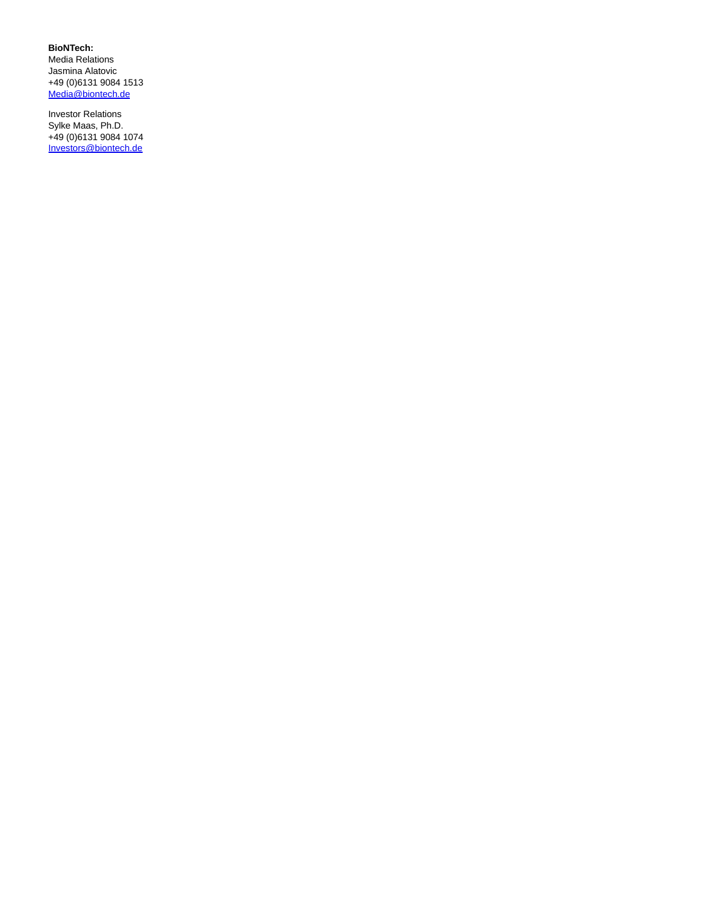**BioNTech:**
Media Relations
Jasmina Alatovic
+49 (0)6131 9084 1513
[Media@biontech.de](mailto:Media@biontech.de)

Investor Relations
Sylke Maas, Ph.D.
+49 (0)6131 9084 1074
[Investors@biontech.de](mailto:Investors@biontech.de)